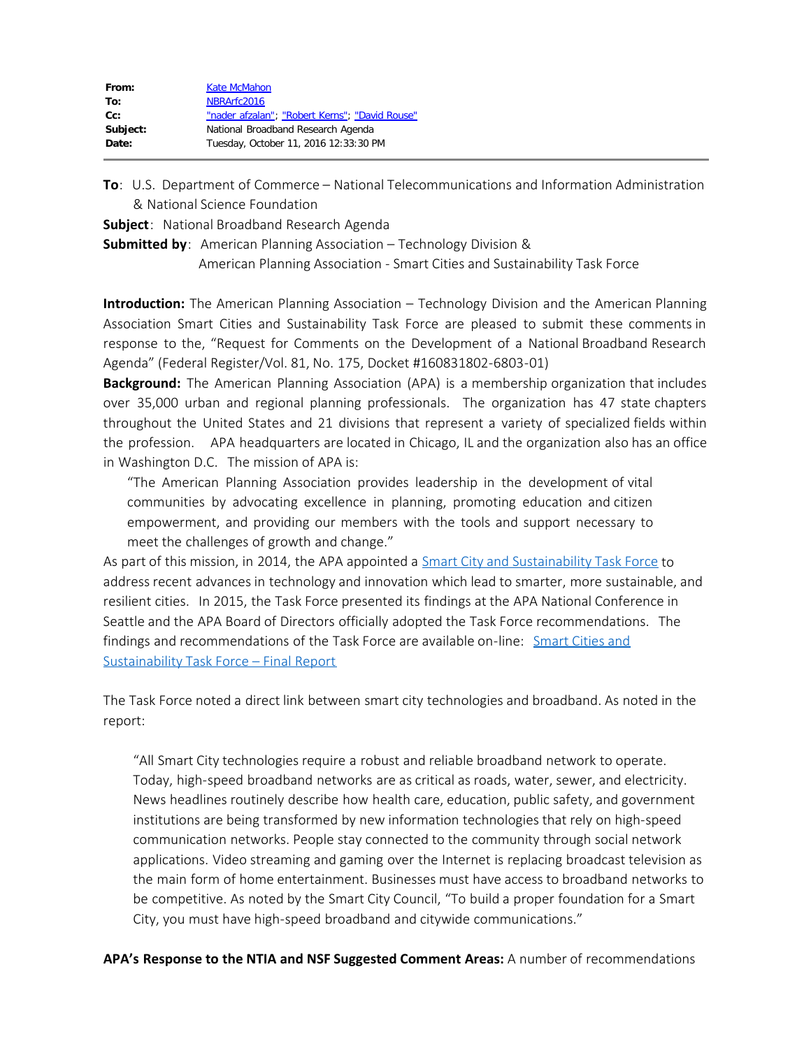| | |
|---|---|
| **From:** | Kate McMahon |
| **To:** | NBRArfc2016 |
| **Cc:** | "nader afzalan"; "Robert Kerns"; "David Rouse" |
| **Subject:** | National Broadband Research Agenda |
| **Date:** | Tuesday, October 11, 2016 12:33:30 PM |

**To**: U.S. Department of Commerce – National Telecommunications and Information Administration & National Science Foundation

**Subject**: National Broadband Research Agenda

**Submitted by**: American Planning Association – Technology Division & American Planning Association - Smart Cities and Sustainability Task Force

**Introduction:** The American Planning Association – Technology Division and the American Planning Association Smart Cities and Sustainability Task Force are pleased to submit these comments in response to the, "Request for Comments on the Development of a National Broadband Research Agenda" (Federal Register/Vol. 81, No. 175, Docket #160831802-6803-01)

**Background:** The American Planning Association (APA) is a membership organization that includes over 35,000 urban and regional planning professionals. The organization has 47 state chapters throughout the United States and 21 divisions that represent a variety of specialized fields within the profession. APA headquarters are located in Chicago, IL and the organization also has an office in Washington D.C. The mission of APA is:

> "The American Planning Association provides leadership in the development of vital communities by advocating excellence in planning, promoting education and citizen empowerment, and providing our members with the tools and support necessary to meet the challenges of growth and change."

As part of this mission, in 2014, the APA appointed a Smart City and Sustainability Task Force to address recent advances in technology and innovation which lead to smarter, more sustainable, and resilient cities. In 2015, the Task Force presented its findings at the APA National Conference in Seattle and the APA Board of Directors officially adopted the Task Force recommendations. The findings and recommendations of the Task Force are available on-line: Smart Cities and Sustainability Task Force – Final Report

The Task Force noted a direct link between smart city technologies and broadband. As noted in the report:

> "All Smart City technologies require a robust and reliable broadband network to operate. Today, high-speed broadband networks are as critical as roads, water, sewer, and electricity. News headlines routinely describe how health care, education, public safety, and government institutions are being transformed by new information technologies that rely on high-speed communication networks. People stay connected to the community through social network applications. Video streaming and gaming over the Internet is replacing broadcast television as the main form of home entertainment. Businesses must have access to broadband networks to be competitive. As noted by the Smart City Council, "To build a proper foundation for a Smart City, you must have high-speed broadband and citywide communications."

**APA's Response to the NTIA and NSF Suggested Comment Areas:** A number of recommendations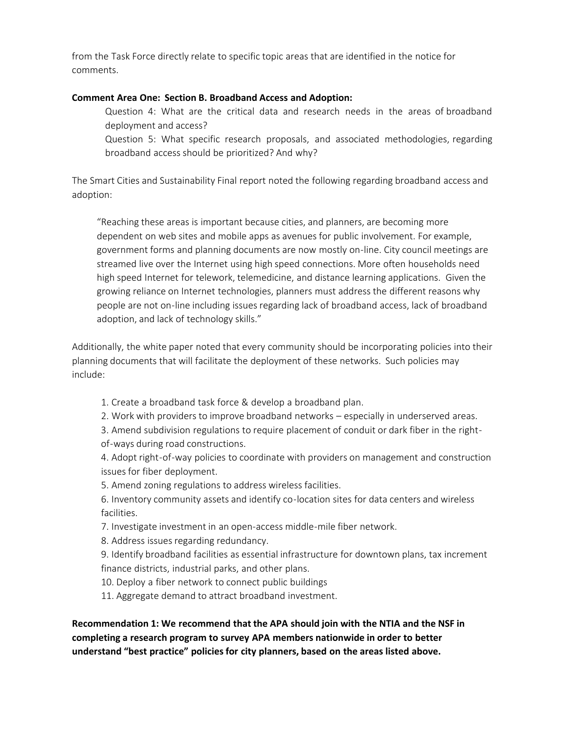from the Task Force directly relate to specific topic areas that are identified in the notice for comments.

**Comment Area One: Section B. Broadband Access and Adoption:**

> Question 4: What are the critical data and research needs in the areas of broadband deployment and access?
>
> Question 5: What specific research proposals, and associated methodologies, regarding broadband access should be prioritized? And why?

The Smart Cities and Sustainability Final report noted the following regarding broadband access and adoption:

> "Reaching these areas is important because cities, and planners, are becoming more dependent on web sites and mobile apps as avenues for public involvement. For example, government forms and planning documents are now mostly on-line. City council meetings are streamed live over the Internet using high speed connections. More often households need high speed Internet for telework, telemedicine, and distance learning applications. Given the growing reliance on Internet technologies, planners must address the different reasons why people are not on-line including issues regarding lack of broadband access, lack of broadband adoption, and lack of technology skills."

Additionally, the white paper noted that every community should be incorporating policies into their planning documents that will facilitate the deployment of these networks. Such policies may include:

1. Create a broadband task force & develop a broadband plan.
2. Work with providers to improve broadband networks – especially in underserved areas.
3. Amend subdivision regulations to require placement of conduit or dark fiber in the right-of-ways during road constructions.
4. Adopt right-of-way policies to coordinate with providers on management and construction issues for fiber deployment.
5. Amend zoning regulations to address wireless facilities.
6. Inventory community assets and identify co-location sites for data centers and wireless facilities.
7. Investigate investment in an open-access middle-mile fiber network.
8. Address issues regarding redundancy.
9. Identify broadband facilities as essential infrastructure for downtown plans, tax increment finance districts, industrial parks, and other plans.
10. Deploy a fiber network to connect public buildings
11. Aggregate demand to attract broadband investment.

**Recommendation 1: We recommend that the APA should join with the NTIA and the NSF in completing a research program to survey APA members nationwide in order to better understand "best practice" policies for city planners, based on the areas listed above.**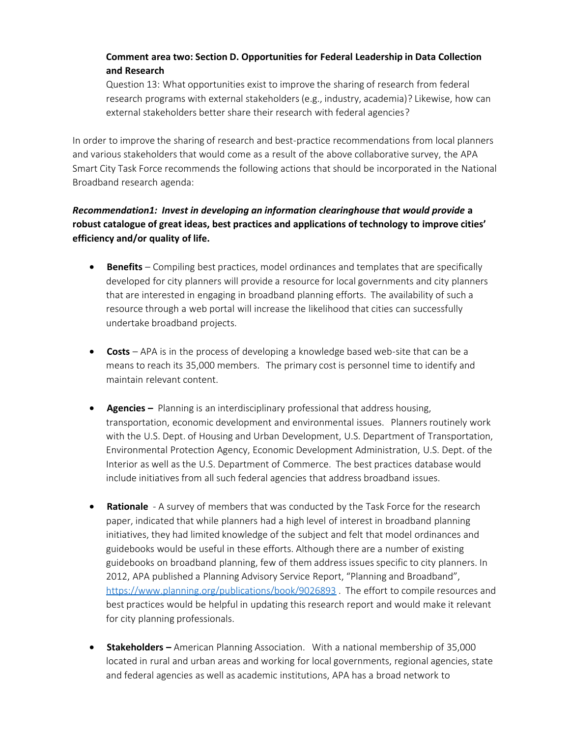**Comment area two: Section D. Opportunities for Federal Leadership in Data Collection and Research**

Question 13: What opportunities exist to improve the sharing of research from federal research programs with external stakeholders (e.g., industry, academia)? Likewise, how can external stakeholders better share their research with federal agencies?

In order to improve the sharing of research and best-practice recommendations from local planners and various stakeholders that would come as a result of the above collaborative survey, the APA Smart City Task Force recommends the following actions that should be incorporated in the National Broadband research agenda:

***Recommendation1: Invest in developing an information clearinghouse that would provide* a robust catalogue of great ideas, best practices and applications of technology to improve cities' efficiency and/or quality of life.**

- **Benefits** – Compiling best practices, model ordinances and templates that are specifically developed for city planners will provide a resource for local governments and city planners that are interested in engaging in broadband planning efforts. The availability of such a resource through a web portal will increase the likelihood that cities can successfully undertake broadband projects.

- **Costs** – APA is in the process of developing a knowledge based web-site that can be a means to reach its 35,000 members. The primary cost is personnel time to identify and maintain relevant content.

- **Agencies –** Planning is an interdisciplinary professional that address housing, transportation, economic development and environmental issues. Planners routinely work with the U.S. Dept. of Housing and Urban Development, U.S. Department of Transportation, Environmental Protection Agency, Economic Development Administration, U.S. Dept. of the Interior as well as the U.S. Department of Commerce. The best practices database would include initiatives from all such federal agencies that address broadband issues.

- **Rationale** - A survey of members that was conducted by the Task Force for the research paper, indicated that while planners had a high level of interest in broadband planning initiatives, they had limited knowledge of the subject and felt that model ordinances and guidebooks would be useful in these efforts. Although there are a number of existing guidebooks on broadband planning, few of them address issues specific to city planners. In 2012, APA published a Planning Advisory Service Report, "Planning and Broadband", https://www.planning.org/publications/book/9026893 . The effort to compile resources and best practices would be helpful in updating this research report and would make it relevant for city planning professionals.

- **Stakeholders –** American Planning Association. With a national membership of 35,000 located in rural and urban areas and working for local governments, regional agencies, state and federal agencies as well as academic institutions, APA has a broad network to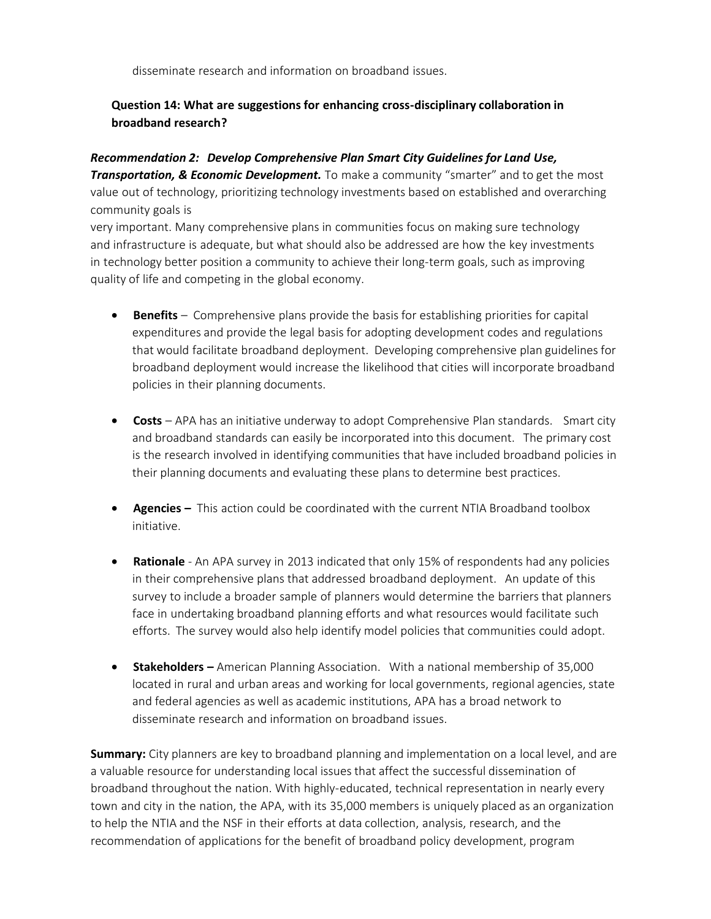disseminate research and information on broadband issues.

**Question 14: What are suggestions for enhancing cross-disciplinary collaboration in broadband research?**

***Recommendation 2: Develop Comprehensive Plan Smart City Guidelines for Land Use, Transportation, & Economic Development.*** To make a community "smarter" and to get the most value out of technology, prioritizing technology investments based on established and overarching community goals is
very important. Many comprehensive plans in communities focus on making sure technology and infrastructure is adequate, but what should also be addressed are how the key investments in technology better position a community to achieve their long-term goals, such as improving quality of life and competing in the global economy.

- **Benefits** – Comprehensive plans provide the basis for establishing priorities for capital expenditures and provide the legal basis for adopting development codes and regulations that would facilitate broadband deployment. Developing comprehensive plan guidelines for broadband deployment would increase the likelihood that cities will incorporate broadband policies in their planning documents.

- **Costs** – APA has an initiative underway to adopt Comprehensive Plan standards. Smart city and broadband standards can easily be incorporated into this document. The primary cost is the research involved in identifying communities that have included broadband policies in their planning documents and evaluating these plans to determine best practices.

- **Agencies –** This action could be coordinated with the current NTIA Broadband toolbox initiative.

- **Rationale** - An APA survey in 2013 indicated that only 15% of respondents had any policies in their comprehensive plans that addressed broadband deployment. An update of this survey to include a broader sample of planners would determine the barriers that planners face in undertaking broadband planning efforts and what resources would facilitate such efforts. The survey would also help identify model policies that communities could adopt.

- **Stakeholders –** American Planning Association. With a national membership of 35,000 located in rural and urban areas and working for local governments, regional agencies, state and federal agencies as well as academic institutions, APA has a broad network to disseminate research and information on broadband issues.

**Summary:** City planners are key to broadband planning and implementation on a local level, and are a valuable resource for understanding local issues that affect the successful dissemination of broadband throughout the nation. With highly-educated, technical representation in nearly every town and city in the nation, the APA, with its 35,000 members is uniquely placed as an organization to help the NTIA and the NSF in their efforts at data collection, analysis, research, and the recommendation of applications for the benefit of broadband policy development, program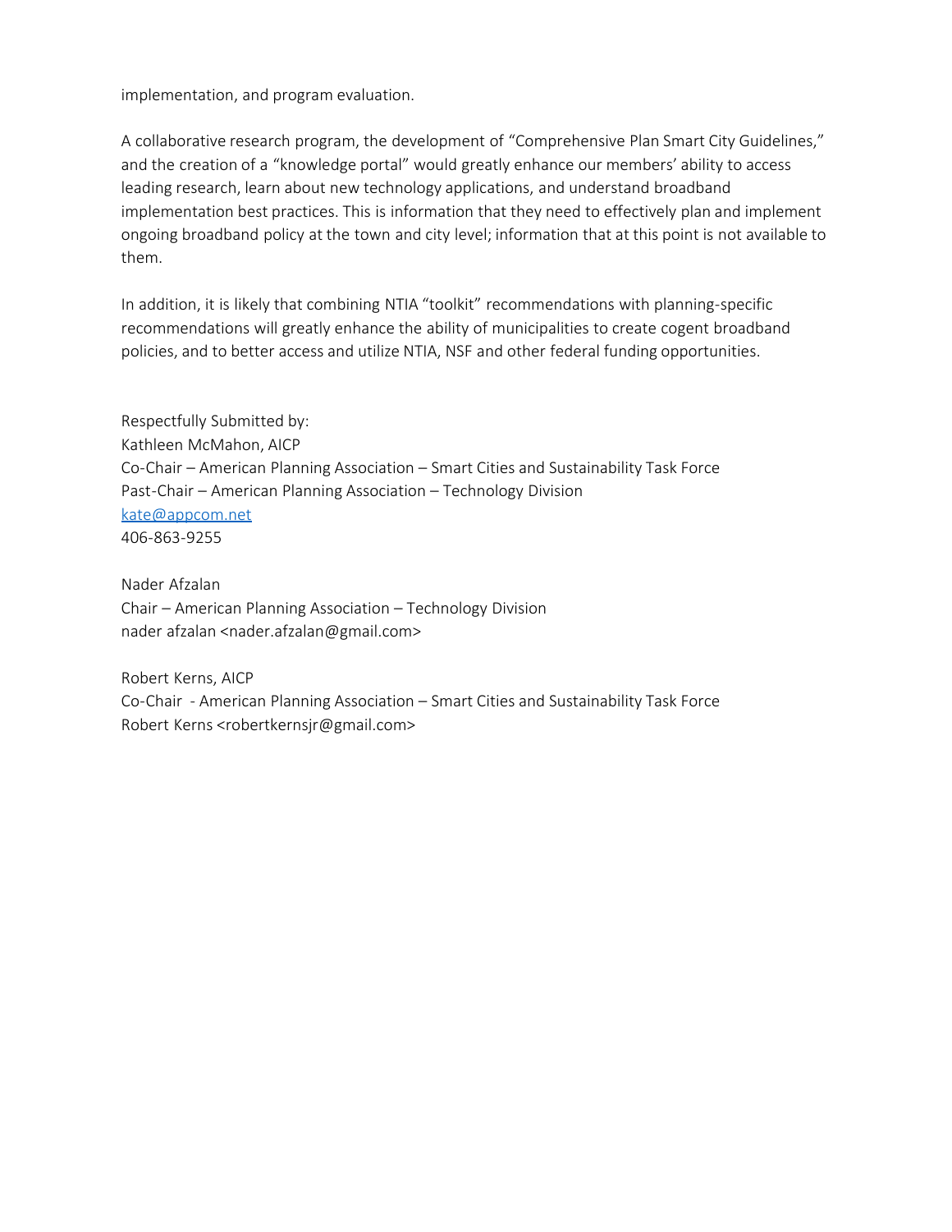implementation, and program evaluation.

A collaborative research program, the development of "Comprehensive Plan Smart City Guidelines," and the creation of a "knowledge portal" would greatly enhance our members' ability to access leading research, learn about new technology applications, and understand broadband implementation best practices. This is information that they need to effectively plan and implement ongoing broadband policy at the town and city level; information that at this point is not available to them.

In addition, it is likely that combining NTIA "toolkit" recommendations with planning-specific recommendations will greatly enhance the ability of municipalities to create cogent broadband policies, and to better access and utilize NTIA, NSF and other federal funding opportunities.

Respectfully Submitted by:
Kathleen McMahon, AICP
Co-Chair – American Planning Association – Smart Cities and Sustainability Task Force
Past-Chair – American Planning Association – Technology Division
kate@appcom.net
406-863-9255

Nader Afzalan
Chair – American Planning Association – Technology Division
nader afzalan <nader.afzalan@gmail.com>

Robert Kerns, AICP
Co-Chair - American Planning Association – Smart Cities and Sustainability Task Force
Robert Kerns <robertkernsjr@gmail.com>